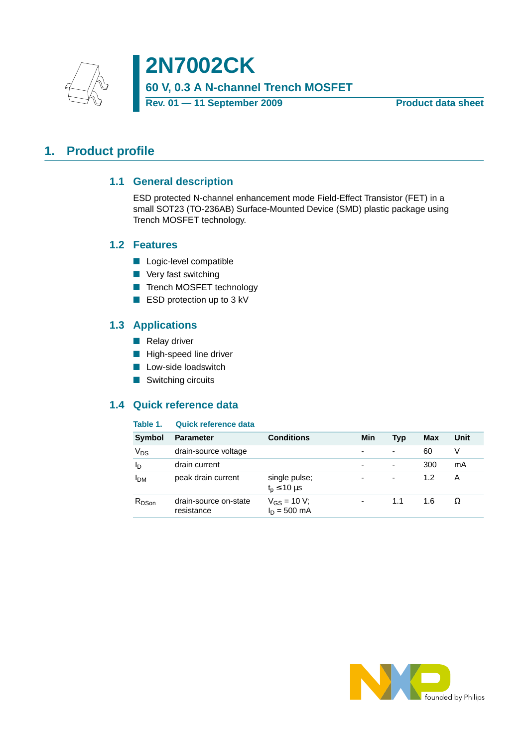# 2N7002CK

## 60 V, 0.3 A N-channel Trench MOSFET

**Rev. 01 — 11 September 2009** **Product data sheet**

## 1. Product profile

### 1.1 General description

ESD protected N-channel enhancement mode Field-Effect Transistor (FET) in a small SOT23 (TO-236AB) Surface-Mounted Device (SMD) plastic package using Trench MOSFET technology.

### 1.2 Features

- Logic-level compatible
- Very fast switching
- Trench MOSFET technology
- ESD protection up to 3 kV

### 1.3 Applications

- Relay driver
- High-speed line driver
- Low-side loadswitch
- Switching circuits

### 1.4 Quick reference data

**Table 1. Quick reference data**

| Symbol | Parameter | Conditions | Min | Typ | Max | Unit |
|---|---|---|---|---|---|---|
| $V_{DS}$ | drain-source voltage | | - | - | 60 | V |
| $I_D$ | drain current | | - | - | 300 | mA |
| $I_{DM}$ | peak drain current | single pulse; $t_p \leq 10$ µs | - | - | 1.2 | A |
| $R_{DSon}$ | drain-source on-state resistance | $V_{GS}$ = 10 V; $I_D$ = 500 mA | - | 1.1 | 1.6 | Ω |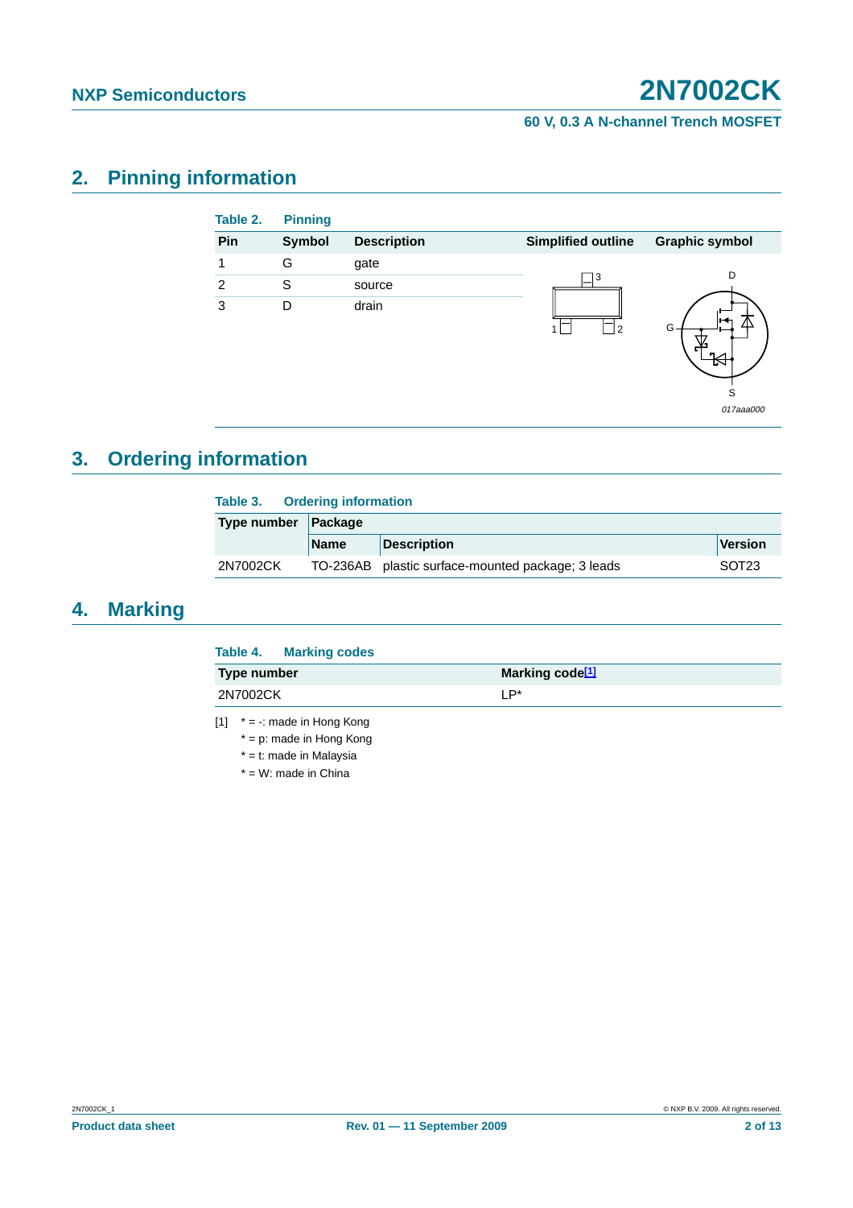## 2. Pinning information

**Table 2. Pinning**

| Pin | Symbol | Description | Simplified outline | Graphic symbol |
|---|---|---|---|---|
| 1 | G | gate | | |
| 2 | S | source | | |
| 3 | D | drain | | |

017aaa000

## 3. Ordering information

**Table 3. Ordering information**

| Type number | Package | | |
|---|---|---|---|
| | Name | Description | Version |
| 2N7002CK | TO-236AB | plastic surface-mounted package; 3 leads | SOT23 |

## 4. Marking

**Table 4. Marking codes**

| Type number | Marking code[1] |
|---|---|
| 2N7002CK | LP* |

[1] * = -: made in Hong Kong

* = p: made in Hong Kong

* = t: made in Malaysia

* = W: made in China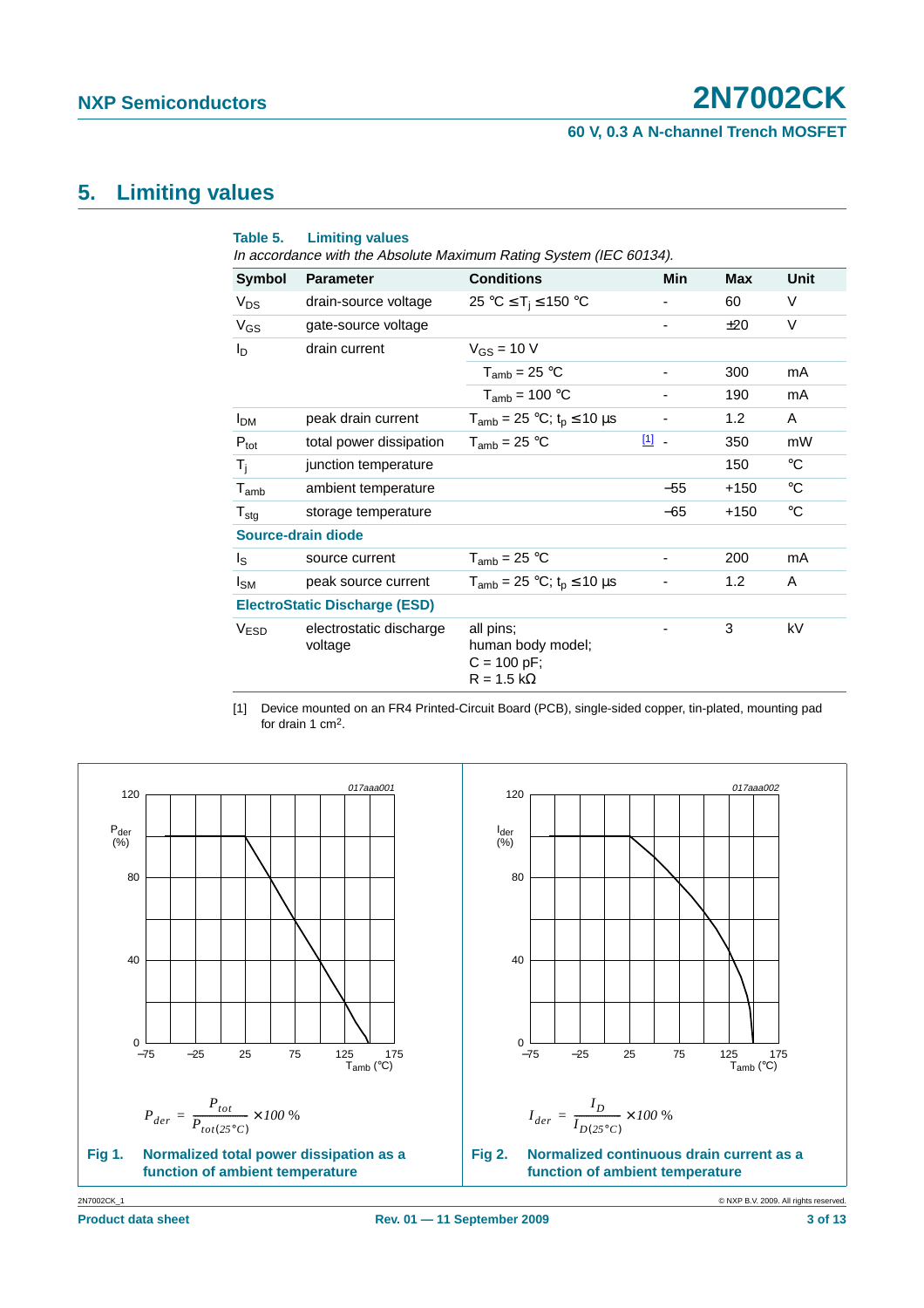## 5. Limiting values

**Table 5. Limiting values**

*In accordance with the Absolute Maximum Rating System (IEC 60134).*

| Symbol | Parameter | Conditions | | Min | Max | Unit |
|---|---|---|---|---|---|---|
| $V_{DS}$ | drain-source voltage | 25 °C ≤ $T_j$ ≤ 150 °C | | - | 60 | V |
| $V_{GS}$ | gate-source voltage | | | - | ±20 | V |
| $I_D$ | drain current | $V_{GS}$ = 10 V | | | | |
| | | $T_{amb}$ = 25 °C | | - | 300 | mA |
| | | $T_{amb}$ = 100 °C | | - | 190 | mA |
| $I_{DM}$ | peak drain current | $T_{amb}$ = 25 °C; $t_p$ ≤ 10 µs | | - | 1.2 | A |
| $P_{tot}$ | total power dissipation | $T_{amb}$ = 25 °C | [1] | - | 350 | mW |
| $T_j$ | junction temperature | | | | 150 | °C |
| $T_{amb}$ | ambient temperature | | | −55 | +150 | °C |
| $T_{stg}$ | storage temperature | | | −65 | +150 | °C |
| **Source-drain diode** | | | | | | |
| $I_S$ | source current | $T_{amb}$ = 25 °C | | - | 200 | mA |
| $I_{SM}$ | peak source current | $T_{amb}$ = 25 °C; $t_p$ ≤ 10 µs | | - | 1.2 | A |
| **ElectroStatic Discharge (ESD)** | | | | | | |
| $V_{ESD}$ | electrostatic discharge voltage | all pins; human body model; C = 100 pF; R = 1.5 kΩ | | - | 3 | kV |

[1] Device mounted on an FR4 Printed-Circuit Board (PCB), single-sided copper, tin-plated, mounting pad for drain 1 cm².

$$P_{der} = \frac{P_{tot}}{P_{tot(25°C)}} \times 100\,\%$$

**Fig 1. Normalized total power dissipation as a function of ambient temperature**

$$I_{der} = \frac{I_D}{I_{D(25°C)}} \times 100\,\%$$

**Fig 2. Normalized continuous drain current as a function of ambient temperature**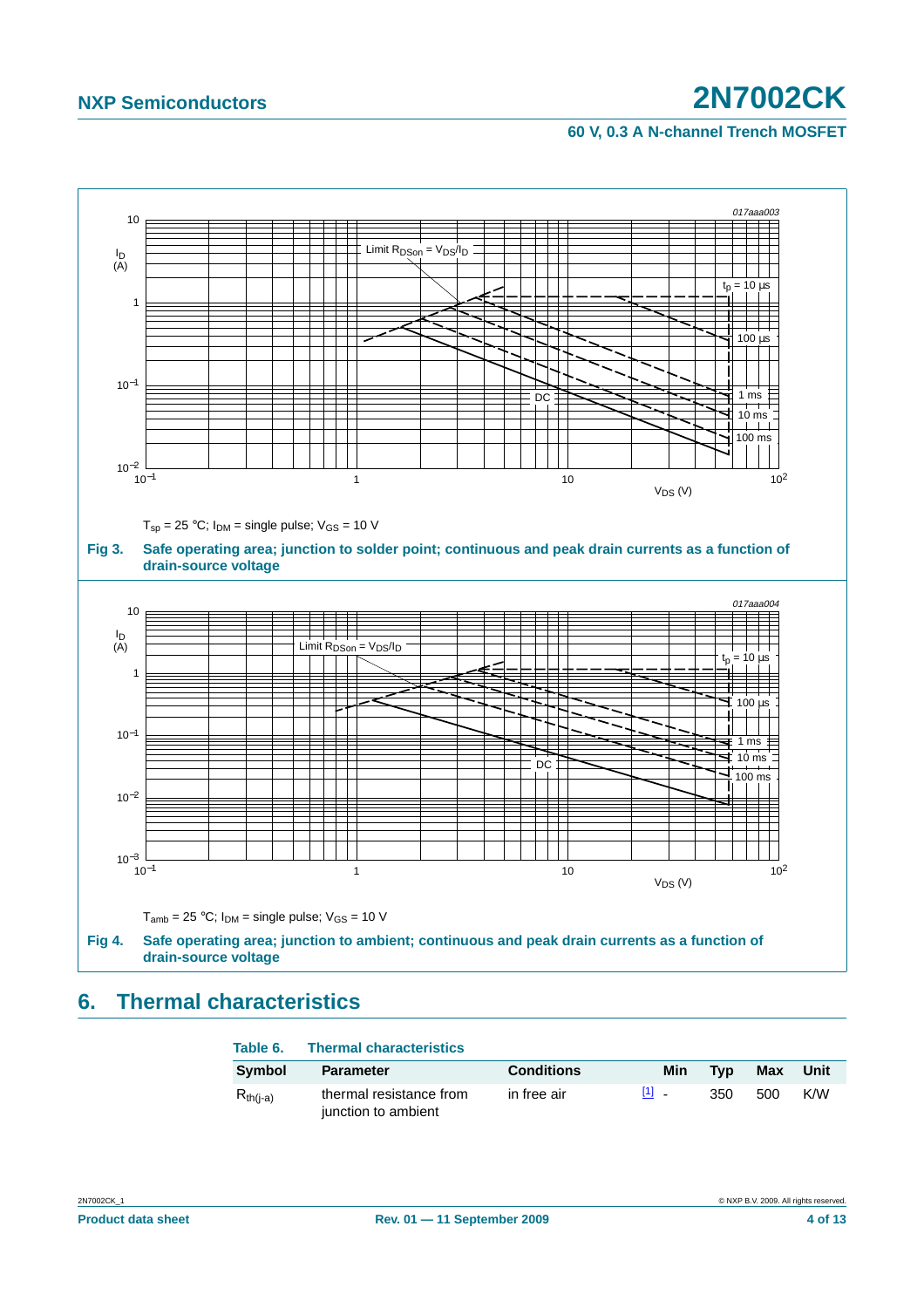$T_{sp}$ = 25 °C; $I_{DM}$ = single pulse; $V_{GS}$ = 10 V

**Fig 3. Safe operating area; junction to solder point; continuous and peak drain currents as a function of drain-source voltage**

$T_{amb}$ = 25 °C; $I_{DM}$ = single pulse; $V_{GS}$ = 10 V

**Fig 4. Safe operating area; junction to ambient; continuous and peak drain currents as a function of drain-source voltage**

## 6. Thermal characteristics

**Table 6. Thermal characteristics**

| Symbol | Parameter | Conditions | | Min | Typ | Max | Unit |
|---|---|---|---|---|---|---|---|
| $R_{th(j-a)}$ | thermal resistance from junction to ambient | in free air | [1] | - | 350 | 500 | K/W |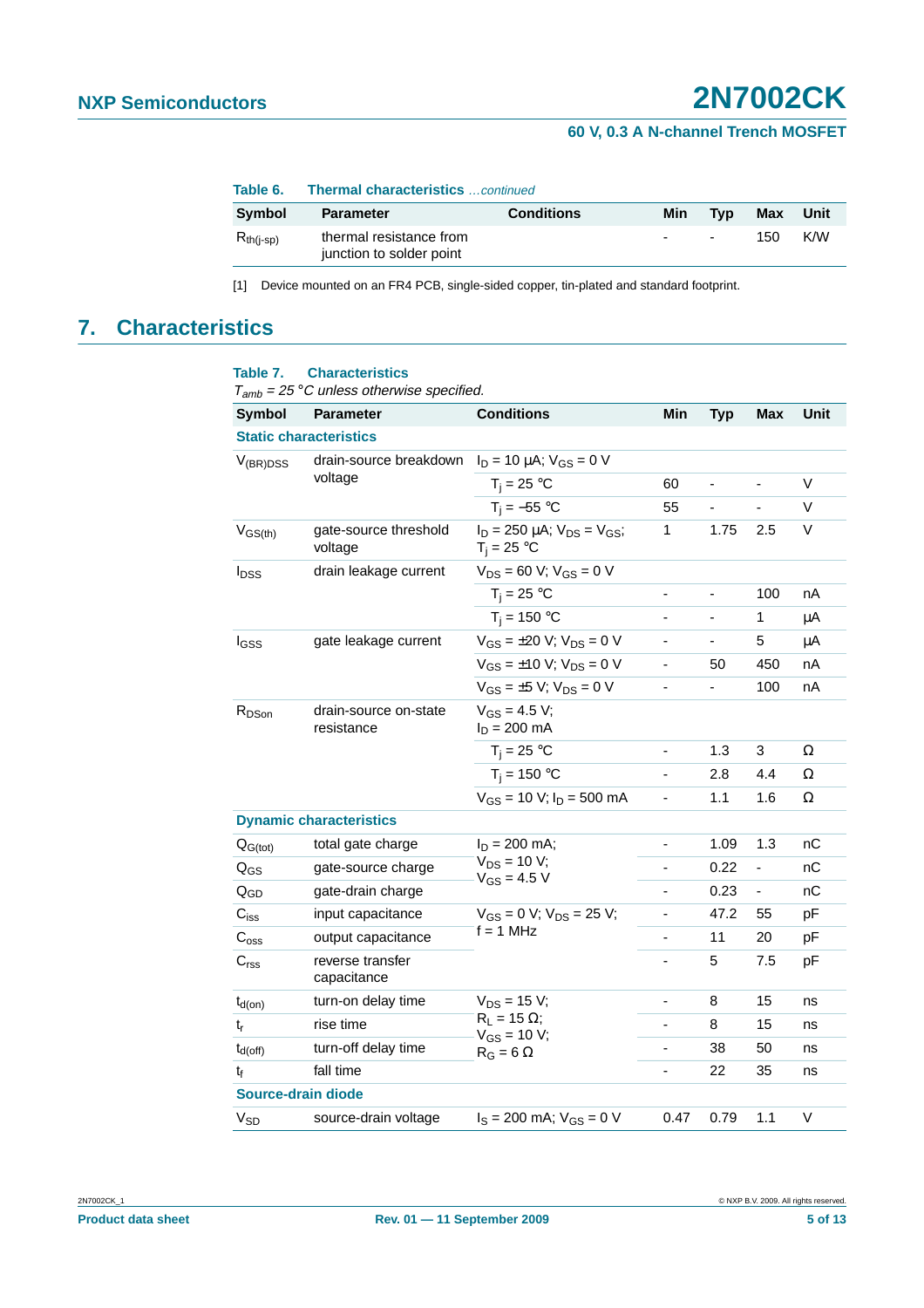**Table 6. Thermal characteristics** *…continued*

| Symbol | Parameter | Conditions | Min | Typ | Max | Unit |
|---|---|---|---|---|---|---|
| $R_{th(j-sp)}$ | thermal resistance from junction to solder point | | - | - | 150 | K/W |

[1] Device mounted on an FR4 PCB, single-sided copper, tin-plated and standard footprint.

## 7. Characteristics

**Table 7. Characteristics**

*$T_{amb}$ = 25 °C unless otherwise specified.*

| Symbol | Parameter | Conditions | Min | Typ | Max | Unit |
|---|---|---|---|---|---|---|
| **Static characteristics** | | | | | | |
| $V_{(BR)DSS}$ | drain-source breakdown voltage | $I_D$ = 10 µA; $V_{GS}$ = 0 V | | | | |
| | | $T_j$ = 25 °C | 60 | - | - | V |
| | | $T_j$ = −55 °C | 55 | - | - | V |
| $V_{GS(th)}$ | gate-source threshold voltage | $I_D$ = 250 µA; $V_{DS}$ = $V_{GS}$; $T_j$ = 25 °C | 1 | 1.75 | 2.5 | V |
| $I_{DSS}$ | drain leakage current | $V_{DS}$ = 60 V; $V_{GS}$ = 0 V | | | | |
| | | $T_j$ = 25 °C | - | - | 100 | nA |
| | | $T_j$ = 150 °C | - | - | 1 | µA |
| $I_{GSS}$ | gate leakage current | $V_{GS}$ = ±20 V; $V_{DS}$ = 0 V | - | - | 5 | µA |
| | | $V_{GS}$ = ±10 V; $V_{DS}$ = 0 V | - | 50 | 450 | nA |
| | | $V_{GS}$ = ±5 V; $V_{DS}$ = 0 V | - | - | 100 | nA |
| $R_{DSon}$ | drain-source on-state resistance | $V_{GS}$ = 4.5 V; $I_D$ = 200 mA | | | | |
| | | $T_j$ = 25 °C | - | 1.3 | 3 | Ω |
| | | $T_j$ = 150 °C | - | 2.8 | 4.4 | Ω |
| | | $V_{GS}$ = 10 V; $I_D$ = 500 mA | - | 1.1 | 1.6 | Ω |
| **Dynamic characteristics** | | | | | | |
| $Q_{G(tot)}$ | total gate charge | $I_D$ = 200 mA; $V_{DS}$ = 10 V; $V_{GS}$ = 4.5 V | - | 1.09 | 1.3 | nC |
| $Q_{GS}$ | gate-source charge | | - | 0.22 | - | nC |
| $Q_{GD}$ | gate-drain charge | | - | 0.23 | - | nC |
| $C_{iss}$ | input capacitance | $V_{GS}$ = 0 V; $V_{DS}$ = 25 V; f = 1 MHz | - | 47.2 | 55 | pF |
| $C_{oss}$ | output capacitance | | - | 11 | 20 | pF |
| $C_{rss}$ | reverse transfer capacitance | | - | 5 | 7.5 | pF |
| $t_{d(on)}$ | turn-on delay time | $V_{DS}$ = 15 V; $R_L$ = 15 Ω; $V_{GS}$ = 10 V; $R_G$ = 6 Ω | - | 8 | 15 | ns |
| $t_r$ | rise time | | - | 8 | 15 | ns |
| $t_{d(off)}$ | turn-off delay time | | - | 38 | 50 | ns |
| $t_f$ | fall time | | - | 22 | 35 | ns |
| **Source-drain diode** | | | | | | |
| $V_{SD}$ | source-drain voltage | $I_S$ = 200 mA; $V_{GS}$ = 0 V | 0.47 | 0.79 | 1.1 | V |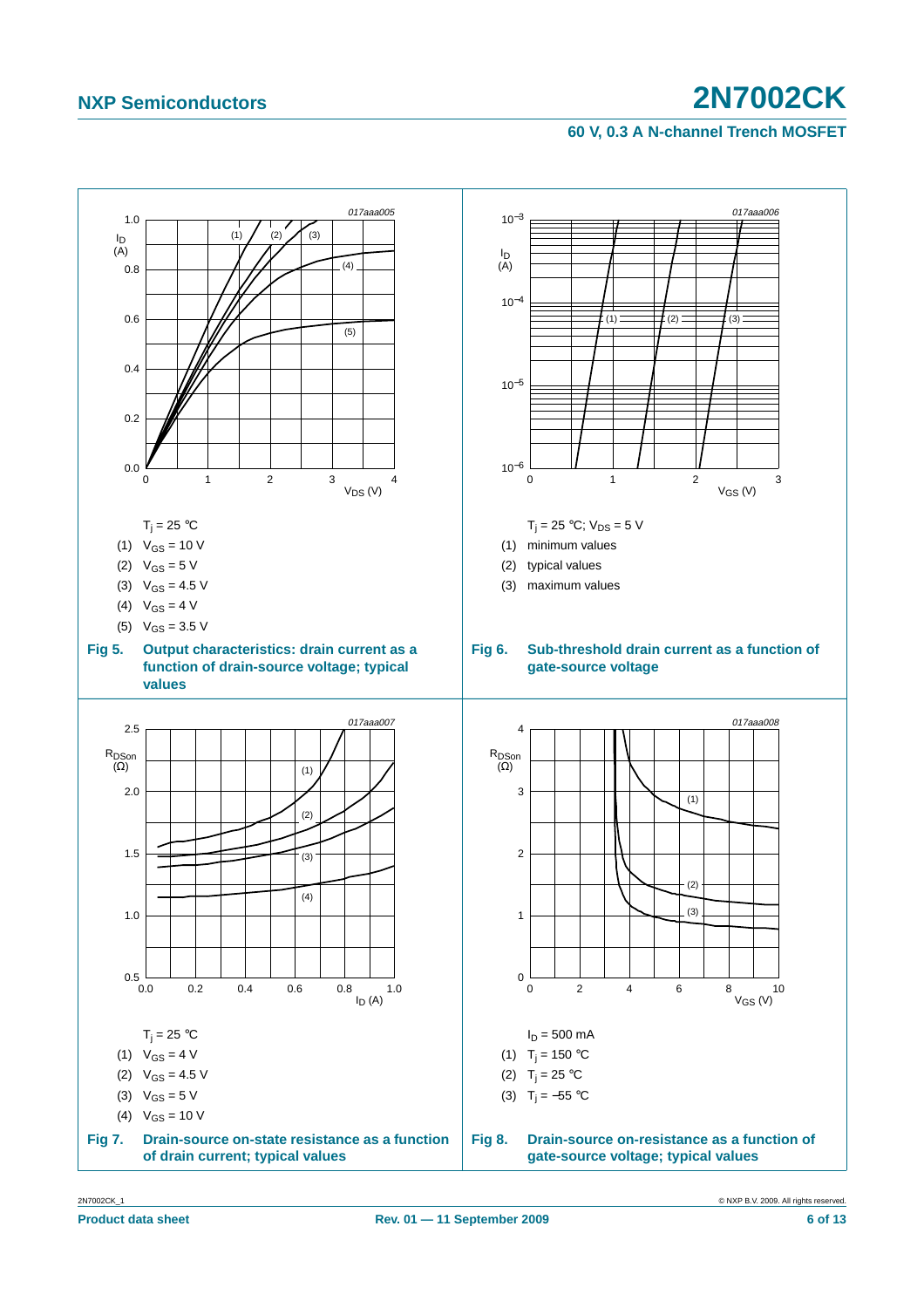017aaa005

$T_j = 25$ °C

(1) $V_{GS} = 10$ V

(2) $V_{GS} = 5$ V

(3) $V_{GS} = 4.5$ V

(4) $V_{GS} = 4$ V

(5) $V_{GS} = 3.5$ V

**Fig 5. Output characteristics: drain current as a function of drain-source voltage; typical values**

017aaa006

$T_j = 25$ °C; $V_{DS} = 5$ V

(1) minimum values

(2) typical values

(3) maximum values

**Fig 6. Sub-threshold drain current as a function of gate-source voltage**

017aaa007

$T_j = 25$ °C

(1) $V_{GS} = 4$ V

(2) $V_{GS} = 4.5$ V

(3) $V_{GS} = 5$ V

(4) $V_{GS} = 10$ V

**Fig 7. Drain-source on-state resistance as a function of drain current; typical values**

017aaa008

$I_D = 500$ mA

(1) $T_j = 150$ °C

(2) $T_j = 25$ °C

(3) $T_j = -55$ °C

**Fig 8. Drain-source on-resistance as a function of gate-source voltage; typical values**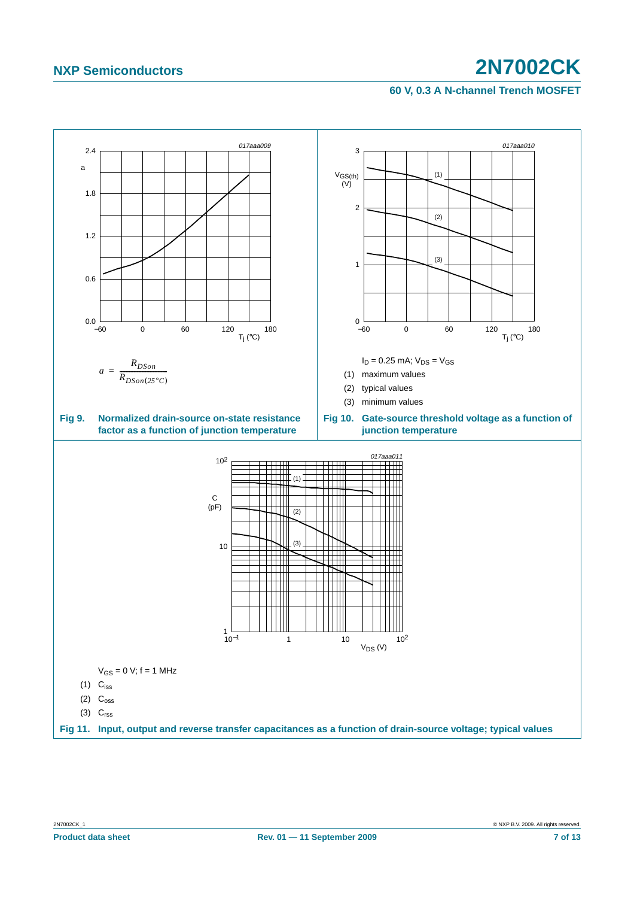$$a = \frac{R_{DSon}}{R_{DSon(25°C)}}$$

**Fig 9. Normalized drain-source on-state resistance factor as a function of junction temperature**

$I_D$ = 0.25 mA; $V_{DS}$ = $V_{GS}$

(1) maximum values

(2) typical values

(3) minimum values

**Fig 10. Gate-source threshold voltage as a function of junction temperature**

$V_{GS}$ = 0 V; f = 1 MHz

(1) $C_{iss}$

(2) $C_{oss}$

(3) $C_{rss}$

**Fig 11. Input, output and reverse transfer capacitances as a function of drain-source voltage; typical values**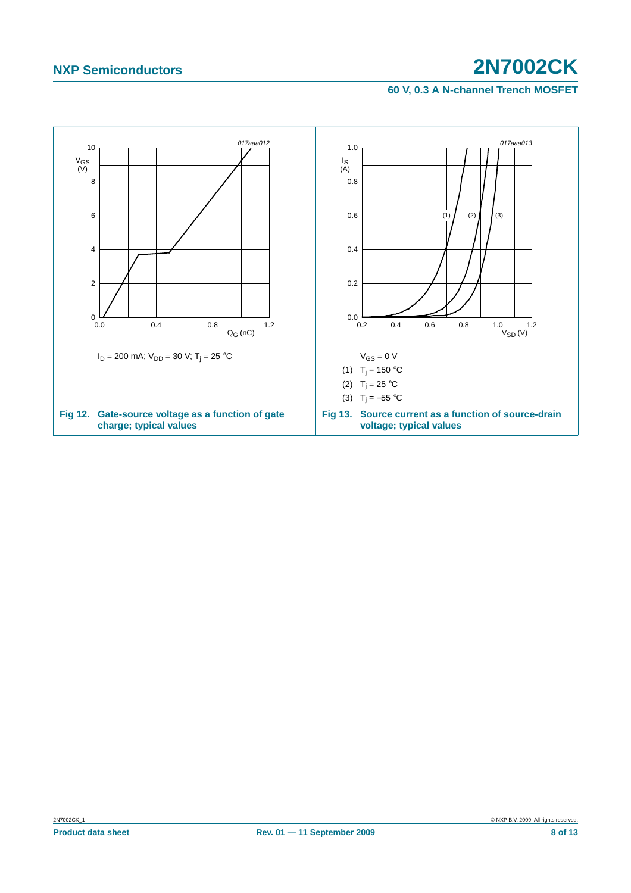017aaa012

$I_D$ = 200 mA; $V_{DD}$ = 30 V; $T_j$ = 25 °C

**Fig 12. Gate-source voltage as a function of gate charge; typical values**

017aaa013

$V_{GS}$ = 0 V

(1) $T_j$ = 150 °C

(2) $T_j$ = 25 °C

(3) $T_j$ = −55 °C

**Fig 13. Source current as a function of source-drain voltage; typical values**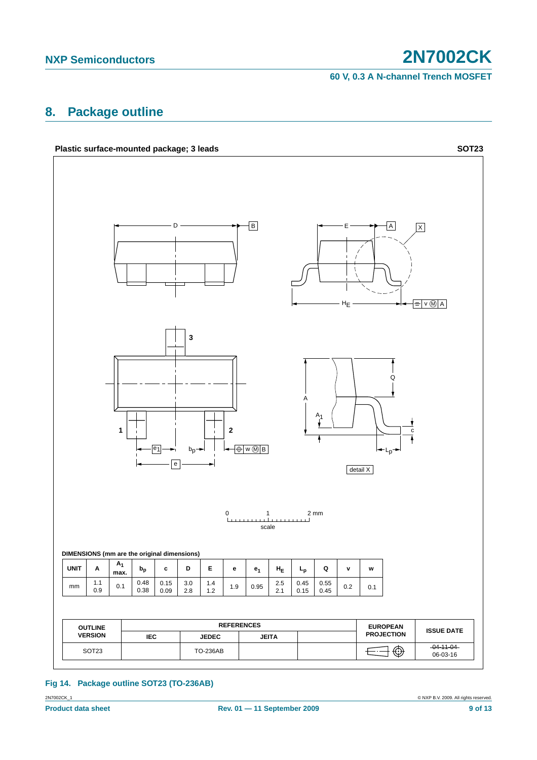## 8. Package outline

**Plastic surface-mounted package; 3 leads** **SOT23**

DIMENSIONS (mm are the original dimensions)

| UNIT | A | $A_1$ max. | $b_p$ | c | D | E | e | $e_1$ | $H_E$ | $L_p$ | Q | v | w |
|---|---|---|---|---|---|---|---|---|---|---|---|---|---|
| mm | 1.1<br>0.9 | 0.1 | 0.48<br>0.38 | 0.15<br>0.09 | 3.0<br>2.8 | 1.4<br>1.2 | 1.9 | 0.95 | 2.5<br>2.1 | 0.45<br>0.15 | 0.55<br>0.45 | 0.2 | 0.1 |

| OUTLINE VERSION | REFERENCES | | | | EUROPEAN PROJECTION | ISSUE DATE |
|---|---|---|---|---|---|---|
| | IEC | JEDEC | JEITA | | | |
| SOT23 | | TO-236AB | | | | ~~04-11-04~~<br>06-03-16 |

**Fig 14. Package outline SOT23 (TO-236AB)**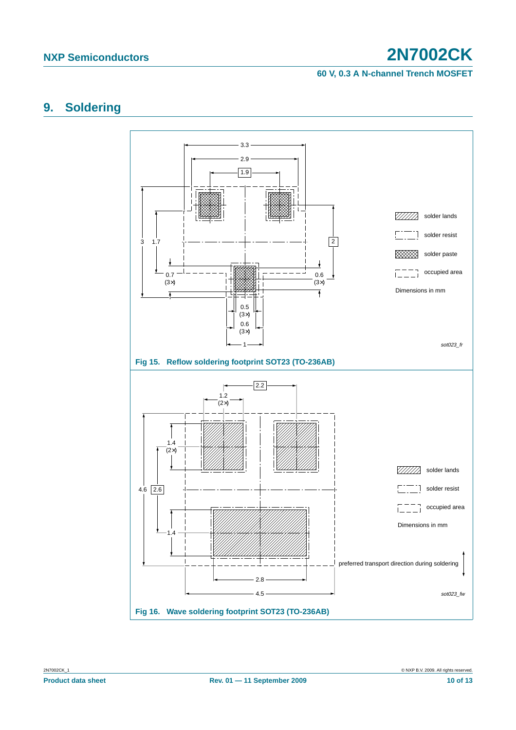## 9. Soldering

3.3

2.9

1.9

3 1.7

2

0.7
(3×)

0.6
(3×)

0.5
(3×)

0.6
(3×)

1

solder lands

solder resist

solder paste

occupied area

Dimensions in mm

*sot023_fr*

**Fig 15. Reflow soldering footprint SOT23 (TO-236AB)**

2.2

1.2
(2×)

1.4
(2×)

4.6 2.6

1.4

2.8

4.5

solder lands

solder resist

occupied area

Dimensions in mm

preferred transport direction during soldering

*sot023_fw*

**Fig 16. Wave soldering footprint SOT23 (TO-236AB)**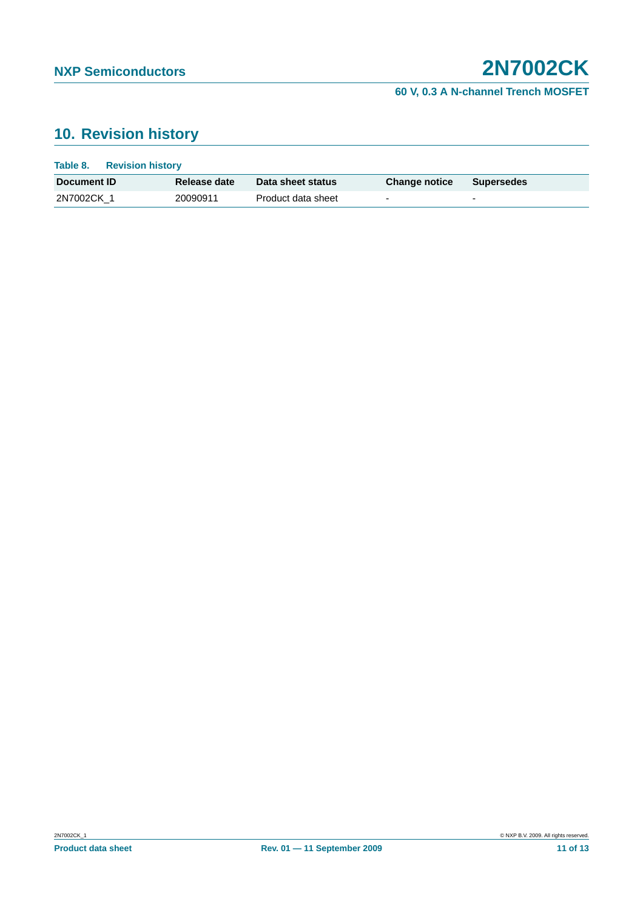## 10. Revision history

**Table 8. Revision history**

| Document ID | Release date | Data sheet status | Change notice | Supersedes |
|---|---|---|---|---|
| 2N7002CK_1 | 20090911 | Product data sheet | - | - |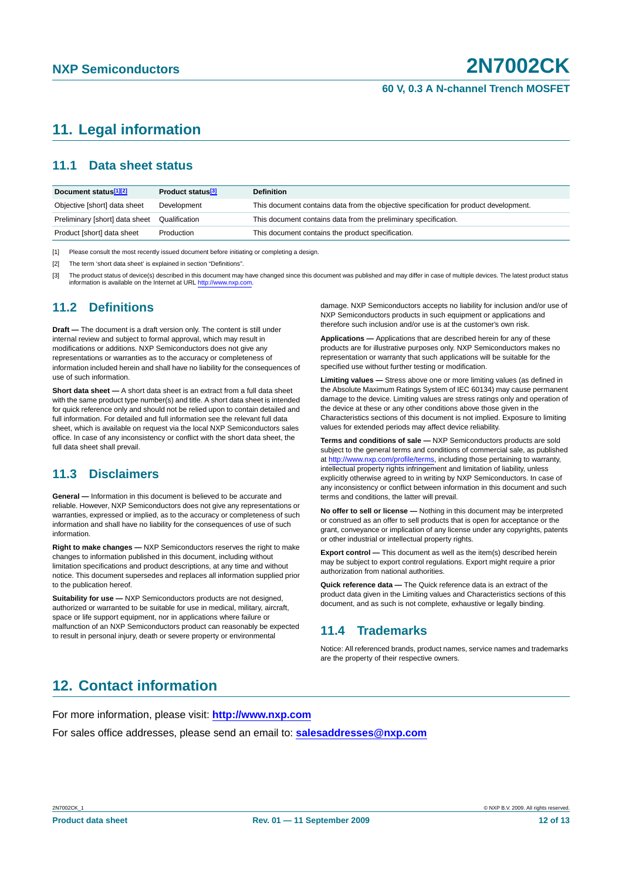## 11. Legal information

### 11.1 Data sheet status

| Document status[1][2] | Product status[3] | Definition |
|---|---|---|
| Objective [short] data sheet | Development | This document contains data from the objective specification for product development. |
| Preliminary [short] data sheet | Qualification | This document contains data from the preliminary specification. |
| Product [short] data sheet | Production | This document contains the product specification. |

[1] Please consult the most recently issued document before initiating or completing a design.

[2] The term 'short data sheet' is explained in section "Definitions".

[3] The product status of device(s) described in this document may have changed since this document was published and may differ in case of multiple devices. The latest product status information is available on the Internet at URL http://www.nxp.com.

### 11.2 Definitions

**Draft —** The document is a draft version only. The content is still under internal review and subject to formal approval, which may result in modifications or additions. NXP Semiconductors does not give any representations or warranties as to the accuracy or completeness of information included herein and shall have no liability for the consequences of use of such information.

**Short data sheet —** A short data sheet is an extract from a full data sheet with the same product type number(s) and title. A short data sheet is intended for quick reference only and should not be relied upon to contain detailed and full information. For detailed and full information see the relevant full data sheet, which is available on request via the local NXP Semiconductors sales office. In case of any inconsistency or conflict with the short data sheet, the full data sheet shall prevail.

### 11.3 Disclaimers

**General —** Information in this document is believed to be accurate and reliable. However, NXP Semiconductors does not give any representations or warranties, expressed or implied, as to the accuracy or completeness of such information and shall have no liability for the consequences of use of such information.

**Right to make changes —** NXP Semiconductors reserves the right to make changes to information published in this document, including without limitation specifications and product descriptions, at any time and without notice. This document supersedes and replaces all information supplied prior to the publication hereof.

**Suitability for use —** NXP Semiconductors products are not designed, authorized or warranted to be suitable for use in medical, military, aircraft, space or life support equipment, nor in applications where failure or malfunction of an NXP Semiconductors product can reasonably be expected to result in personal injury, death or severe property or environmental damage. NXP Semiconductors accepts no liability for inclusion and/or use of NXP Semiconductors products in such equipment or applications and therefore such inclusion and/or use is at the customer's own risk.

**Applications —** Applications that are described herein for any of these products are for illustrative purposes only. NXP Semiconductors makes no representation or warranty that such applications will be suitable for the specified use without further testing or modification.

**Limiting values —** Stress above one or more limiting values (as defined in the Absolute Maximum Ratings System of IEC 60134) may cause permanent damage to the device. Limiting values are stress ratings only and operation of the device at these or any other conditions above those given in the Characteristics sections of this document is not implied. Exposure to limiting values for extended periods may affect device reliability.

**Terms and conditions of sale —** NXP Semiconductors products are sold subject to the general terms and conditions of commercial sale, as published at http://www.nxp.com/profile/terms, including those pertaining to warranty, intellectual property rights infringement and limitation of liability, unless explicitly otherwise agreed to in writing by NXP Semiconductors. In case of any inconsistency or conflict between information in this document and such terms and conditions, the latter will prevail.

**No offer to sell or license —** Nothing in this document may be interpreted or construed as an offer to sell products that is open for acceptance or the grant, conveyance or implication of any license under any copyrights, patents or other industrial or intellectual property rights.

**Export control —** This document as well as the item(s) described herein may be subject to export control regulations. Export might require a prior authorization from national authorities.

**Quick reference data —** The Quick reference data is an extract of the product data given in the Limiting values and Characteristics sections of this document, and as such is not complete, exhaustive or legally binding.

### 11.4 Trademarks

Notice: All referenced brands, product names, service names and trademarks are the property of their respective owners.

## 12. Contact information

For more information, please visit: **http://www.nxp.com**

For sales office addresses, please send an email to: **salesaddresses@nxp.com**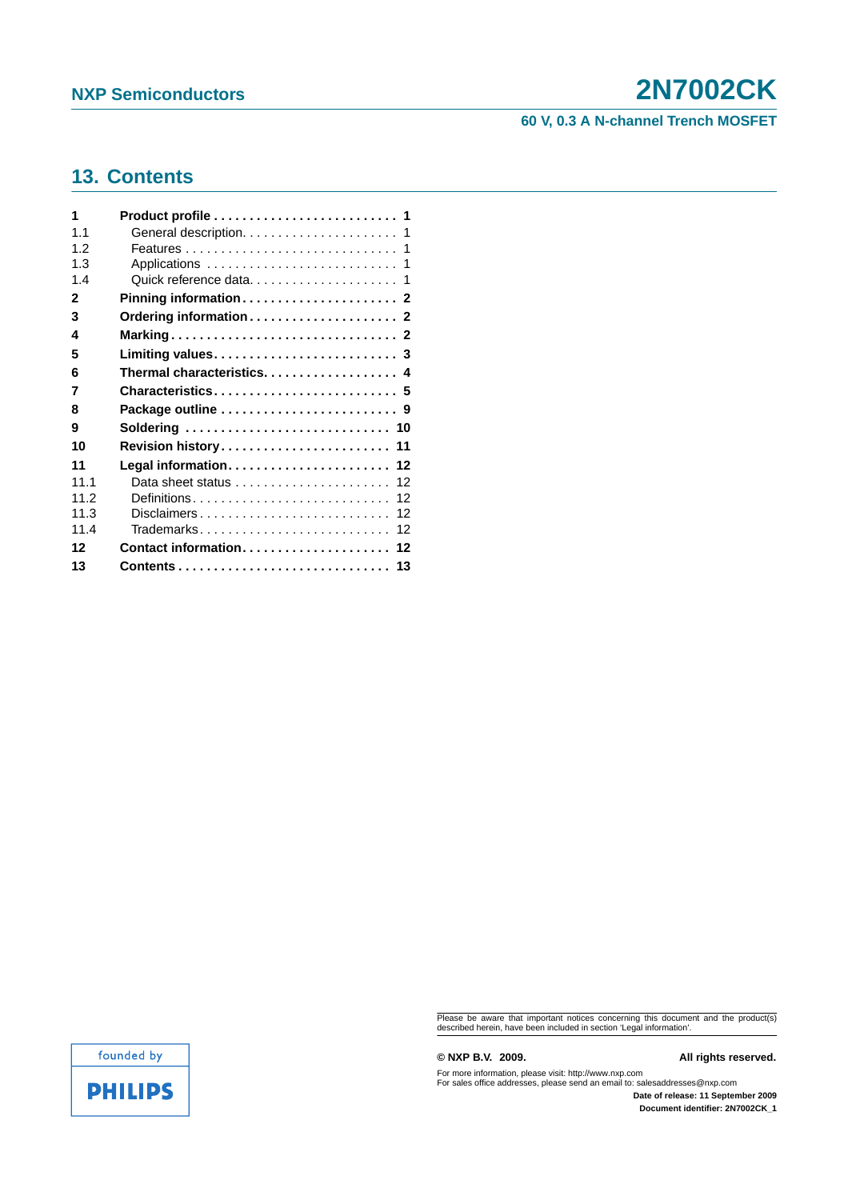## 13. Contents

| | | |
|---|---|---|
| **1** | **Product profile** | **1** |
| 1.1 | General description | 1 |
| 1.2 | Features | 1 |
| 1.3 | Applications | 1 |
| 1.4 | Quick reference data | 1 |
| **2** | **Pinning information** | **2** |
| **3** | **Ordering information** | **2** |
| **4** | **Marking** | **2** |
| **5** | **Limiting values** | **3** |
| **6** | **Thermal characteristics** | **4** |
| **7** | **Characteristics** | **5** |
| **8** | **Package outline** | **9** |
| **9** | **Soldering** | **10** |
| **10** | **Revision history** | **11** |
| **11** | **Legal information** | **12** |
| 11.1 | Data sheet status | 12 |
| 11.2 | Definitions | 12 |
| 11.3 | Disclaimers | 12 |
| 11.4 | Trademarks | 12 |
| **12** | **Contact information** | **12** |
| **13** | **Contents** | **13** |

founded by PHILIPS

Please be aware that important notices concerning this document and the product(s) described herein, have been included in section 'Legal information'.

**© NXP B.V. 2009. All rights reserved.**

For more information, please visit: http://www.nxp.com
For sales office addresses, please send an email to: salesaddresses@nxp.com

**Date of release: 11 September 2009**

**Document identifier: 2N7002CK_1**